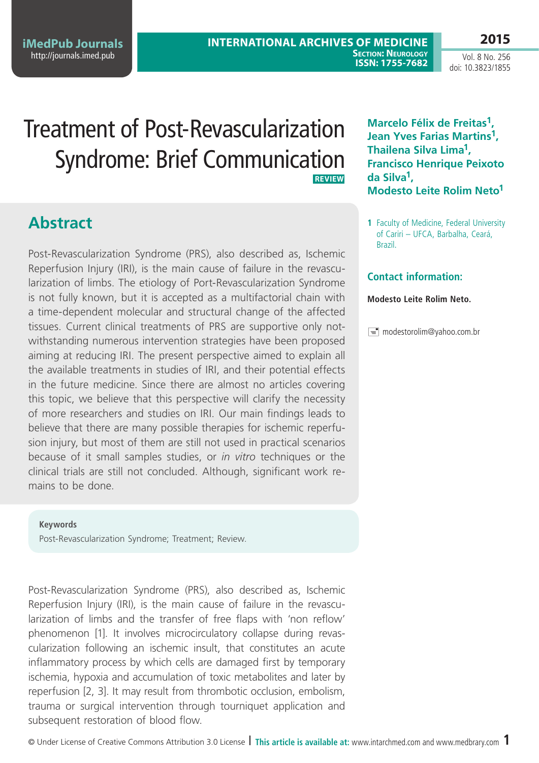# Treatment of Post-Revascularization Syndrome: Brief Communication

**REVIEW**

**Marcelo Félix de Freitas[1], Jean Yves Farias Martins[1], Thailena Silva Lima[1], Francisco Henrique Peixoto da Silva[1], Modesto Leite Rolim Neto[1]**

1 Faculty of Medicine, Federal University of Cariri – UFCA, Barbalha, Ceará, Brazil.

**Contact information:**

**Modesto Leite Rolim Neto.**

modestorolim@yahoo.com.br

## Abstract

Post-Revascularization Syndrome (PRS), also described as, Ischemic Reperfusion Injury (IRI), is the main cause of failure in the revascularization of limbs. The etiology of Port-Revascularization Syndrome is not fully known, but it is accepted as a multifactorial chain with a time-dependent molecular and structural change of the affected tissues. Current clinical treatments of PRS are supportive only notwithstanding numerous intervention strategies have been proposed aiming at reducing IRI. The present perspective aimed to explain all the available treatments in studies of IRI, and their potential effects in the future medicine. Since there are almost no articles covering this topic, we believe that this perspective will clarify the necessity of more researchers and studies on IRI. Our main findings leads to believe that there are many possible therapies for ischemic reperfusion injury, but most of them are still not used in practical scenarios because of it small samples studies, or *in vitro* techniques or the clinical trials are still not concluded. Although, significant work remains to be done.

**Keywords**

Post-Revascularization Syndrome; Treatment; Review.

Post-Revascularization Syndrome (PRS), also described as, Ischemic Reperfusion Injury (IRI), is the main cause of failure in the revascularization of limbs and the transfer of free flaps with 'non reflow' phenomenon [1]. It involves microcirculatory collapse during revascularization following an ischemic insult, that constitutes an acute inflammatory process by which cells are damaged first by temporary ischemia, hypoxia and accumulation of toxic metabolites and later by reperfusion [2, 3]. It may result from thrombotic occlusion, embolism, trauma or surgical intervention through tourniquet application and subsequent restoration of blood flow.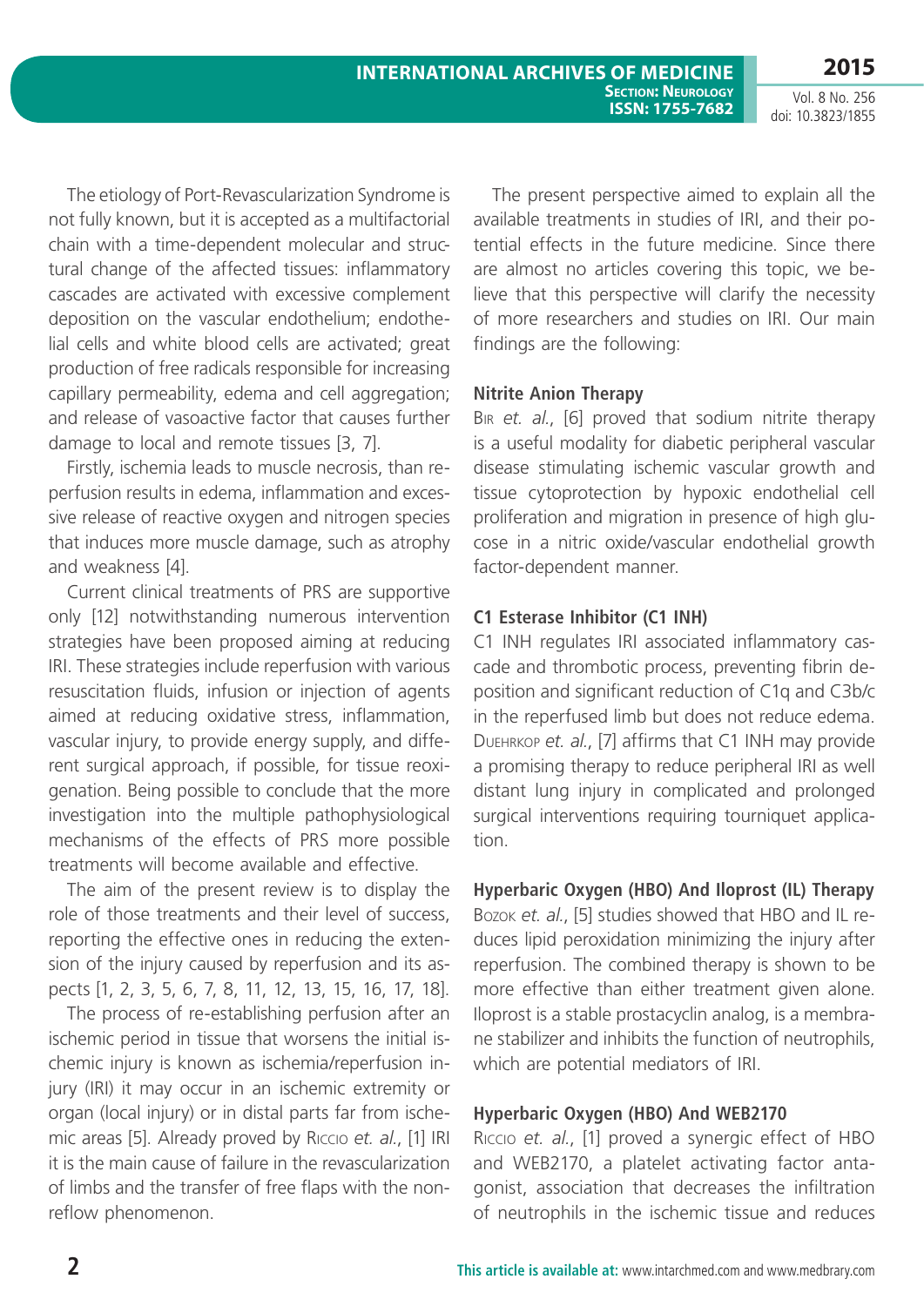The etiology of Port-Revascularization Syndrome is not fully known, but it is accepted as a multifactorial chain with a time-dependent molecular and structural change of the affected tissues: inflammatory cascades are activated with excessive complement deposition on the vascular endothelium; endothelial cells and white blood cells are activated; great production of free radicals responsible for increasing capillary permeability, edema and cell aggregation; and release of vasoactive factor that causes further damage to local and remote tissues [3, 7].

Firstly, ischemia leads to muscle necrosis, than reperfusion results in edema, inflammation and excessive release of reactive oxygen and nitrogen species that induces more muscle damage, such as atrophy and weakness [4].

Current clinical treatments of PRS are supportive only [12] notwithstanding numerous intervention strategies have been proposed aiming at reducing IRI. These strategies include reperfusion with various resuscitation fluids, infusion or injection of agents aimed at reducing oxidative stress, inflammation, vascular injury, to provide energy supply, and different surgical approach, if possible, for tissue reoxigenation. Being possible to conclude that the more investigation into the multiple pathophysiological mechanisms of the effects of PRS more possible treatments will become available and effective.

The aim of the present review is to display the role of those treatments and their level of success, reporting the effective ones in reducing the extension of the injury caused by reperfusion and its aspects [1, 2, 3, 5, 6, 7, 8, 11, 12, 13, 15, 16, 17, 18].

The process of re-establishing perfusion after an ischemic period in tissue that worsens the initial ischemic injury is known as ischemia/reperfusion injury (IRI) it may occur in an ischemic extremity or organ (local injury) or in distal parts far from ischemic areas [5]. Already proved by Riccio *et. al.*, [1] IRI it is the main cause of failure in the revascularization of limbs and the transfer of free flaps with the non-reflow phenomenon.

The present perspective aimed to explain all the available treatments in studies of IRI, and their potential effects in the future medicine. Since there are almost no articles covering this topic, we believe that this perspective will clarify the necessity of more researchers and studies on IRI. Our main findings are the following:

### Nitrite Anion Therapy

Bir *et. al.*, [6] proved that sodium nitrite therapy is a useful modality for diabetic peripheral vascular disease stimulating ischemic vascular growth and tissue cytoprotection by hypoxic endothelial cell proliferation and migration in presence of high glucose in a nitric oxide/vascular endothelial growth factor-dependent manner.

### C1 Esterase Inhibitor (C1 INH)

C1 INH regulates IRI associated inflammatory cascade and thrombotic process, preventing fibrin deposition and significant reduction of C1q and C3b/c in the reperfused limb but does not reduce edema. Duehrkop *et. al.*, [7] affirms that C1 INH may provide a promising therapy to reduce peripheral IRI as well distant lung injury in complicated and prolonged surgical interventions requiring tourniquet application.

### Hyperbaric Oxygen (HBO) And Iloprost (IL) Therapy

Bozok *et. al.*, [5] studies showed that HBO and IL reduces lipid peroxidation minimizing the injury after reperfusion. The combined therapy is shown to be more effective than either treatment given alone. Iloprost is a stable prostacyclin analog, is a membrane stabilizer and inhibits the function of neutrophils, which are potential mediators of IRI.

### Hyperbaric Oxygen (HBO) And WEB2170

Riccio *et. al.*, [1] proved a synergic effect of HBO and WEB2170, a platelet activating factor antagonist, association that decreases the infiltration of neutrophils in the ischemic tissue and reduces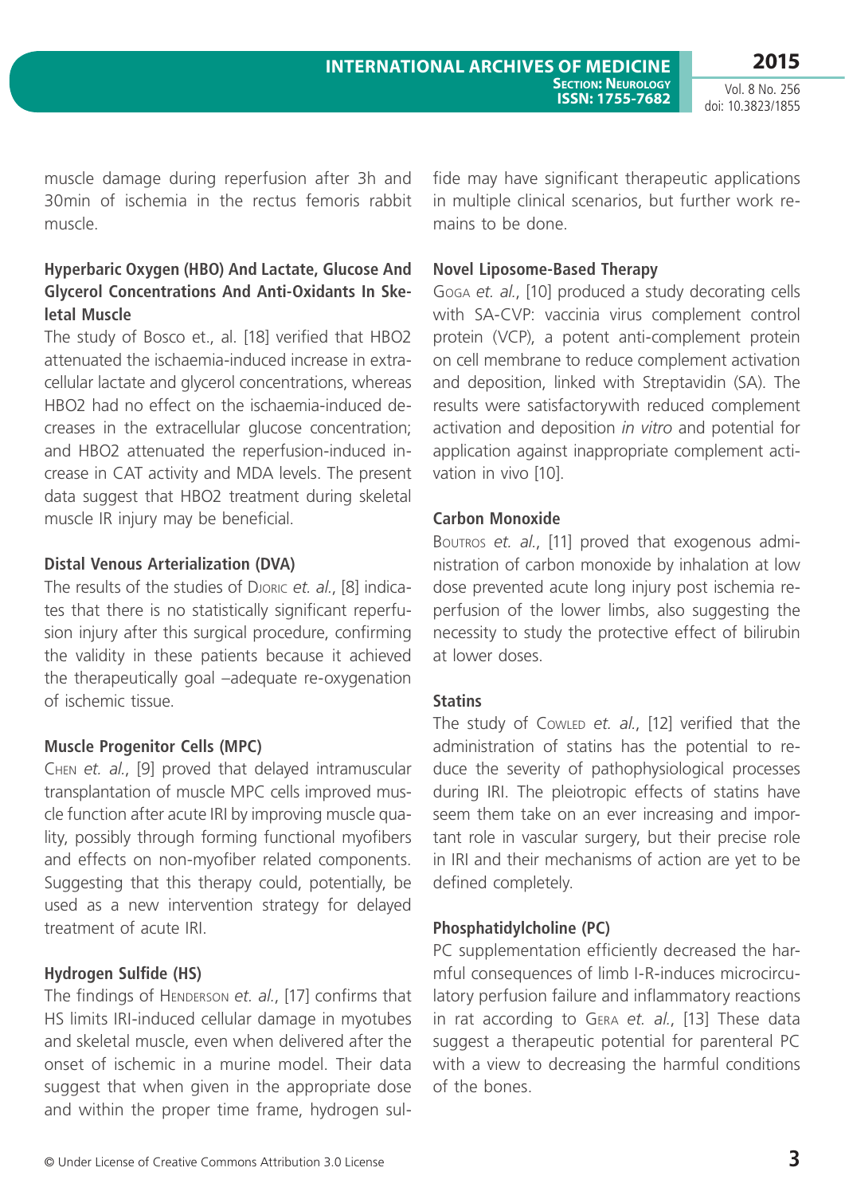muscle damage during reperfusion after 3h and 30min of ischemia in the rectus femoris rabbit muscle.

### Hyperbaric Oxygen (HBO) And Lactate, Glucose And Glycerol Concentrations And Anti-Oxidants In Skeletal Muscle

The study of Bosco et., al. [18] verified that HBO2 attenuated the ischaemia-induced increase in extracellular lactate and glycerol concentrations, whereas HBO2 had no effect on the ischaemia-induced decreases in the extracellular glucose concentration; and HBO2 attenuated the reperfusion-induced increase in CAT activity and MDA levels. The present data suggest that HBO2 treatment during skeletal muscle IR injury may be beneficial.

### Distal Venous Arterialization (DVA)

The results of the studies of Djoric *et. al.*, [8] indicates that there is no statistically significant reperfusion injury after this surgical procedure, confirming the validity in these patients because it achieved the therapeutically goal –adequate re-oxygenation of ischemic tissue.

### Muscle Progenitor Cells (MPC)

Chen *et. al.*, [9] proved that delayed intramuscular transplantation of muscle MPC cells improved muscle function after acute IRI by improving muscle quality, possibly through forming functional myofibers and effects on non-myofiber related components. Suggesting that this therapy could, potentially, be used as a new intervention strategy for delayed treatment of acute IRI.

### Hydrogen Sulfide (HS)

The findings of Henderson *et. al.*, [17] confirms that HS limits IRI-induced cellular damage in myotubes and skeletal muscle, even when delivered after the onset of ischemic in a murine model. Their data suggest that when given in the appropriate dose and within the proper time frame, hydrogen sulfide may have significant therapeutic applications in multiple clinical scenarios, but further work remains to be done.

### Novel Liposome-Based Therapy

Goga *et. al.*, [10] produced a study decorating cells with SA-CVP: vaccinia virus complement control protein (VCP), a potent anti-complement protein on cell membrane to reduce complement activation and deposition, linked with Streptavidin (SA). The results were satisfactorywith reduced complement activation and deposition *in vitro* and potential for application against inappropriate complement activation in vivo [10].

### Carbon Monoxide

Boutros *et. al.*, [11] proved that exogenous administration of carbon monoxide by inhalation at low dose prevented acute long injury post ischemia reperfusion of the lower limbs, also suggesting the necessity to study the protective effect of bilirubin at lower doses.

### Statins

The study of Cowled *et. al.*, [12] verified that the administration of statins has the potential to reduce the severity of pathophysiological processes during IRI. The pleiotropic effects of statins have seem them take on an ever increasing and important role in vascular surgery, but their precise role in IRI and their mechanisms of action are yet to be defined completely.

### Phosphatidylcholine (PC)

PC supplementation efficiently decreased the harmful consequences of limb I-R-induces microcirculatory perfusion failure and inflammatory reactions in rat according to Gera *et. al.*, [13] These data suggest a therapeutic potential for parenteral PC with a view to decreasing the harmful conditions of the bones.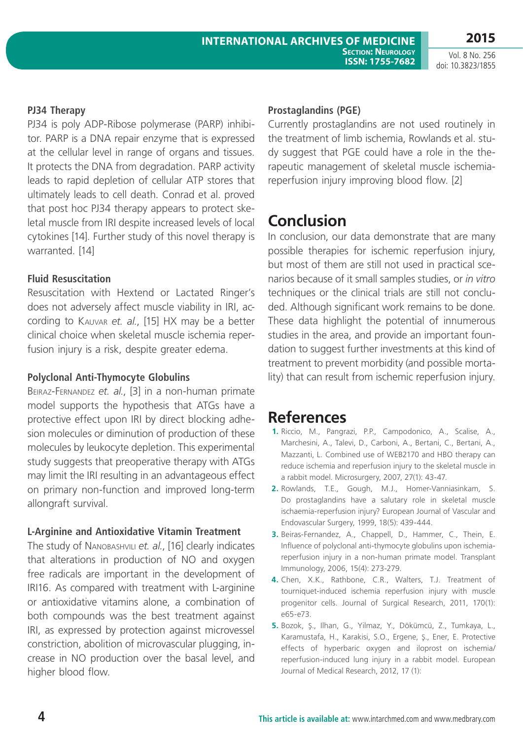### PJ34 Therapy

PJ34 is poly ADP-Ribose polymerase (PARP) inhibitor. PARP is a DNA repair enzyme that is expressed at the cellular level in range of organs and tissues. It protects the DNA from degradation. PARP activity leads to rapid depletion of cellular ATP stores that ultimately leads to cell death. Conrad et al. proved that post hoc PJ34 therapy appears to protect skeletal muscle from IRI despite increased levels of local cytokines [14]. Further study of this novel therapy is warranted. [14]

### Fluid Resuscitation

Resuscitation with Hextend or Lactated Ringer's does not adversely affect muscle viability in IRI, according to Kauvar *et. al.*, [15] HX may be a better clinical choice when skeletal muscle ischemia reperfusion injury is a risk, despite greater edema.

### Polyclonal Anti-Thymocyte Globulins

Beiraz-Fernandez *et. al.*, [3] in a non-human primate model supports the hypothesis that ATGs have a protective effect upon IRI by direct blocking adhesion molecules or diminution of production of these molecules by leukocyte depletion. This experimental study suggests that preoperative therapy with ATGs may limit the IRI resulting in an advantageous effect on primary non-function and improved long-term allongraft survival.

### L-Arginine and Antioxidative Vitamin Treatment

The study of Nanobashvili *et. al.*, [16] clearly indicates that alterations in production of NO and oxygen free radicals are important in the development of IRI16. As compared with treatment with L-arginine or antioxidative vitamins alone, a combination of both compounds was the best treatment against IRI, as expressed by protection against microvessel constriction, abolition of microvascular plugging, increase in NO production over the basal level, and higher blood flow.

### Prostaglandins (PGE)

Currently prostaglandins are not used routinely in the treatment of limb ischemia, Rowlands et al. study suggest that PGE could have a role in the therapeutic management of skeletal muscle ischemia-reperfusion injury improving blood flow. [2]

## Conclusion

In conclusion, our data demonstrate that are many possible therapies for ischemic reperfusion injury, but most of them are still not used in practical scenarios because of it small samples studies, or *in vitro* techniques or the clinical trials are still not concluded. Although significant work remains to be done. These data highlight the potential of innumerous studies in the area, and provide an important foundation to suggest further investments at this kind of treatment to prevent morbidity (and possible mortality) that can result from ischemic reperfusion injury.

## References

1. Riccio, M., Pangrazi, P.P., Campodonico, A., Scalise, A., Marchesini, A., Talevi, D., Carboni, A., Bertani, C., Bertani, A., Mazzanti, L. Combined use of WEB2170 and HBO therapy can reduce ischemia and reperfusion injury to the skeletal muscle in a rabbit model. Microsurgery, 2007, 27(1): 43-47.
2. Rowlands, T.E., Gough, M.J., Homer-Vanniasinkam, S. Do prostaglandins have a salutary role in skeletal muscle ischaemia-reperfusion injury? European Journal of Vascular and Endovascular Surgery, 1999, 18(5): 439-444.
3. Beiras-Fernandez, A., Chappell, D., Hammer, C., Thein, E. Influence of polyclonal anti-thymocyte globulins upon ischemia-reperfusion injury in a non-human primate model. Transplant Immunology, 2006, 15(4): 273-279.
4. Chen, X.K., Rathbone, C.R., Walters, T.J. Treatment of tourniquet-induced ischemia reperfusion injury with muscle progenitor cells. Journal of Surgical Research, 2011, 170(1): e65-e73.
5. Bozok, Ş., Ilhan, G., Yilmaz, Y., Dökümcü, Z., Tumkaya, L., Karamustafa, H., Karakisi, S.O., Ergene, Ş., Ener, E. Protective effects of hyperbaric oxygen and iloprost on ischemia/reperfusion-induced lung injury in a rabbit model. European Journal of Medical Research, 2012, 17 (1):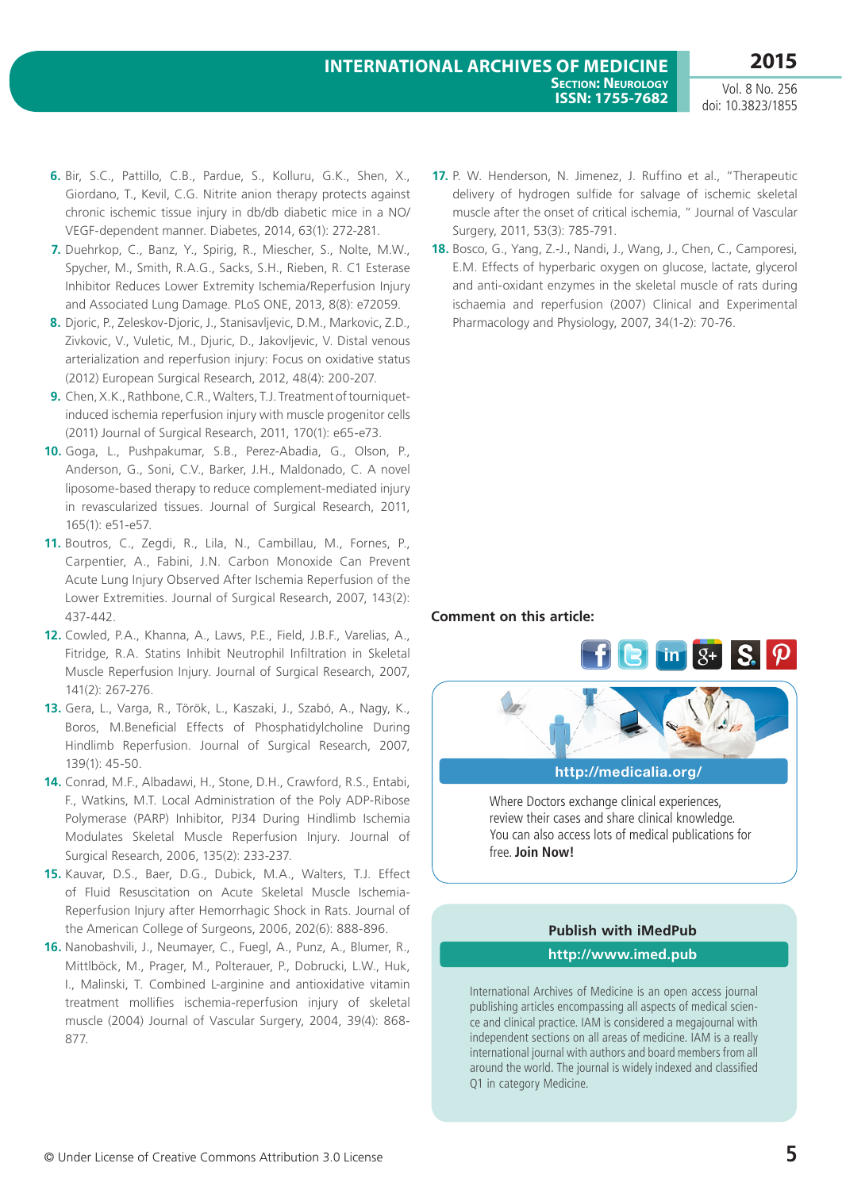6. Bir, S.C., Pattillo, C.B., Pardue, S., Kolluru, G.K., Shen, X., Giordano, T., Kevil, C.G. Nitrite anion therapy protects against chronic ischemic tissue injury in db/db diabetic mice in a NO/VEGF-dependent manner. Diabetes, 2014, 63(1): 272-281.
7. Duehrkop, C., Banz, Y., Spirig, R., Miescher, S., Nolte, M.W., Spycher, M., Smith, R.A.G., Sacks, S.H., Rieben, R. C1 Esterase Inhibitor Reduces Lower Extremity Ischemia/Reperfusion Injury and Associated Lung Damage. PLoS ONE, 2013, 8(8): e72059.
8. Djoric, P., Zeleskov-Djoric, J., Stanisavljevic, D.M., Markovic, Z.D., Zivkovic, V., Vuletic, M., Djuric, D., Jakovljevic, V. Distal venous arterialization and reperfusion injury: Focus on oxidative status (2012) European Surgical Research, 2012, 48(4): 200-207.
9. Chen, X.K., Rathbone, C.R., Walters, T.J. Treatment of tourniquet-induced ischemia reperfusion injury with muscle progenitor cells (2011) Journal of Surgical Research, 2011, 170(1): e65-e73.
10. Goga, L., Pushpakumar, S.B., Perez-Abadia, G., Olson, P., Anderson, G., Soni, C.V., Barker, J.H., Maldonado, C. A novel liposome-based therapy to reduce complement-mediated injury in revascularized tissues. Journal of Surgical Research, 2011, 165(1): e51-e57.
11. Boutros, C., Zegdi, R., Lila, N., Cambillau, M., Fornes, P., Carpentier, A., Fabini, J.N. Carbon Monoxide Can Prevent Acute Lung Injury Observed After Ischemia Reperfusion of the Lower Extremities. Journal of Surgical Research, 2007, 143(2): 437-442.
12. Cowled, P.A., Khanna, A., Laws, P.E., Field, J.B.F., Varelias, A., Fitridge, R.A. Statins Inhibit Neutrophil Infiltration in Skeletal Muscle Reperfusion Injury. Journal of Surgical Research, 2007, 141(2): 267-276.
13. Gera, L., Varga, R., Török, L., Kaszaki, J., Szabó, A., Nagy, K., Boros, M.Beneficial Effects of Phosphatidylcholine During Hindlimb Reperfusion. Journal of Surgical Research, 2007, 139(1): 45-50.
14. Conrad, M.F., Albadawi, H., Stone, D.H., Crawford, R.S., Entabi, F., Watkins, M.T. Local Administration of the Poly ADP-Ribose Polymerase (PARP) Inhibitor, PJ34 During Hindlimb Ischemia Modulates Skeletal Muscle Reperfusion Injury. Journal of Surgical Research, 2006, 135(2): 233-237.
15. Kauvar, D.S., Baer, D.G., Dubick, M.A., Walters, T.J. Effect of Fluid Resuscitation on Acute Skeletal Muscle Ischemia-Reperfusion Injury after Hemorrhagic Shock in Rats. Journal of the American College of Surgeons, 2006, 202(6): 888-896.
16. Nanobashvili, J., Neumayer, C., Fuegl, A., Punz, A., Blumer, R., Mittlböck, M., Prager, M., Polterauer, P., Dobrucki, L.W., Huk, I., Malinski, T. Combined L-arginine and antioxidative vitamin treatment mollifies ischemia-reperfusion injury of skeletal muscle (2004) Journal of Vascular Surgery, 2004, 39(4): 868-877.
17. P. W. Henderson, N. Jimenez, J. Ruffino et al., "Therapeutic delivery of hydrogen sulfide for salvage of ischemic skeletal muscle after the onset of critical ischemia, " Journal of Vascular Surgery, 2011, 53(3): 785-791.
18. Bosco, G., Yang, Z.-J., Nandi, J., Wang, J., Chen, C., Camporesi, E.M. Effects of hyperbaric oxygen on glucose, lactate, glycerol and anti-oxidant enzymes in the skeletal muscle of rats during ischaemia and reperfusion (2007) Clinical and Experimental Pharmacology and Physiology, 2007, 34(1-2): 70-76.

**Comment on this article:**

**http://medicalia.org/**

Where Doctors exchange clinical experiences, review their cases and share clinical knowledge. You can also access lots of medical publications for free. **Join Now!**

**Publish with iMedPub**

**http://www.imed.pub**

International Archives of Medicine is an open access journal publishing articles encompassing all aspects of medical science and clinical practice. IAM is considered a megajournal with independent sections on all areas of medicine. IAM is a really international journal with authors and board members from all around the world. The journal is widely indexed and classified Q1 in category Medicine.

© Under License of Creative Commons Attribution 3.0 License